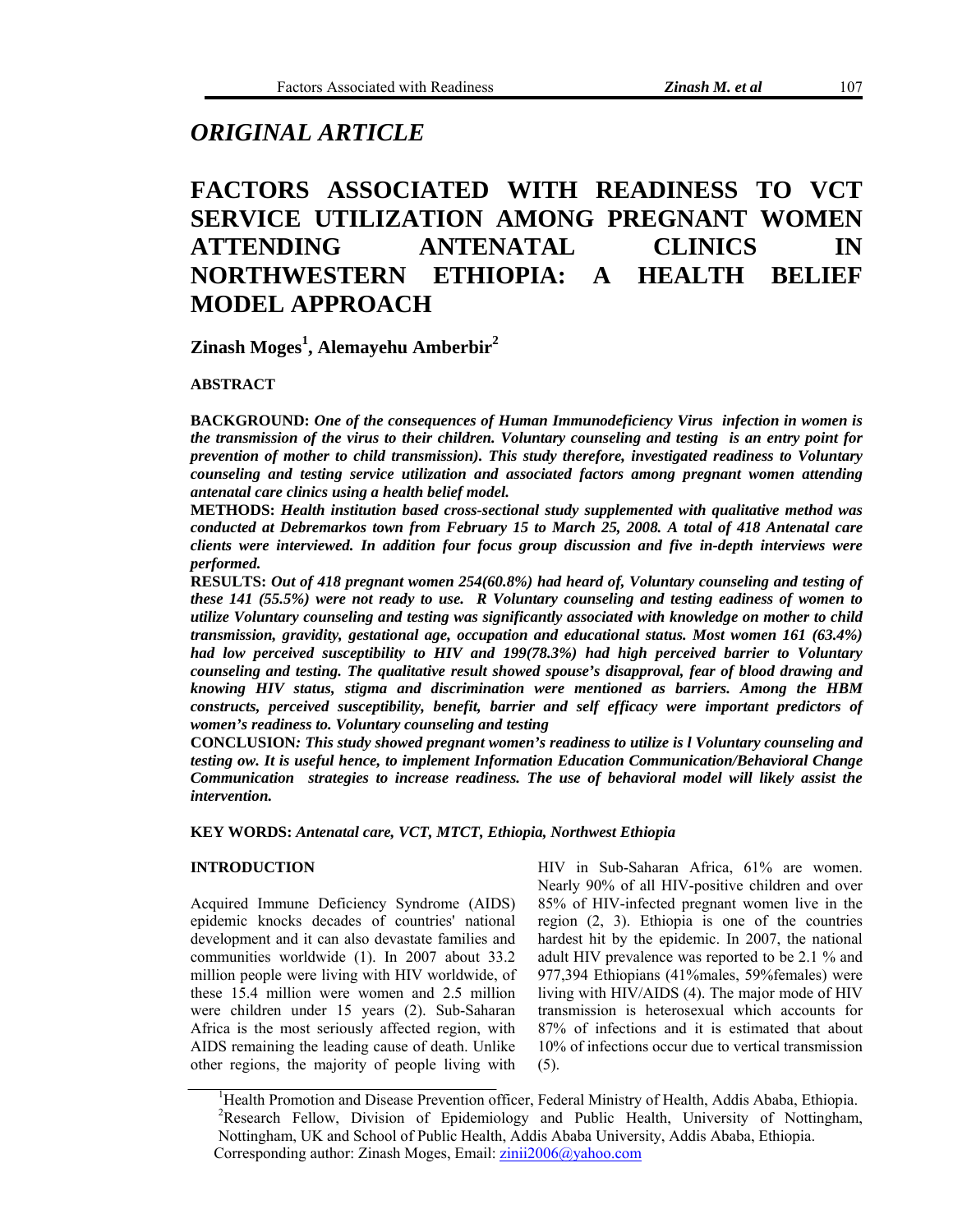## *ORIGINAL ARTICLE*

# FACTORS ASSOCIATED WITH READINESS TO VCT SERVICE UTILIZATION AMONG PREGNANT WOMEN ATTENDING ANTENATAL CLINICS IN NORTHWESTERN ETHIOPIA: A HEALTH BELIEF MODEL APPROACH

**Zinash Moges[1], Alemayehu Amberbir[2]**

### ABSTRACT

**BACKGROUND:** ***One of the consequences of Human Immunodeficiency Virus infection in women is the transmission of the virus to their children. Voluntary counseling and testing is an entry point for prevention of mother to child transmission). This study therefore, investigated readiness to Voluntary counseling and testing service utilization and associated factors among pregnant women attending antenatal care clinics using a health belief model.***

**METHODS:** ***Health institution based cross-sectional study supplemented with qualitative method was conducted at Debremarkos town from February 15 to March 25, 2008. A total of 418 Antenatal care clients were interviewed. In addition four focus group discussion and five in-depth interviews were performed.***

**RESULTS:** ***Out of 418 pregnant women 254(60.8%) had heard of, Voluntary counseling and testing of these 141 (55.5%) were not ready to use. R Voluntary counseling and testing eadiness of women to utilize Voluntary counseling and testing was significantly associated with knowledge on mother to child transmission, gravidity, gestational age, occupation and educational status. Most women 161 (63.4%) had low perceived susceptibility to HIV and 199(78.3%) had high perceived barrier to Voluntary counseling and testing. The qualitative result showed spouse's disapproval, fear of blood drawing and knowing HIV status, stigma and discrimination were mentioned as barriers. Among the HBM constructs, perceived susceptibility, benefit, barrier and self efficacy were important predictors of women's readiness to. Voluntary counseling and testing***

**CONCLUSION:** ***This study showed pregnant women's readiness to utilize is l Voluntary counseling and testing ow. It is useful hence, to implement Information Education Communication/Behavioral Change Communication strategies to increase readiness. The use of behavioral model will likely assist the intervention.***

**KEY WORDS:** ***Antenatal care, VCT, MTCT, Ethiopia, Northwest Ethiopia***

### INTRODUCTION

Acquired Immune Deficiency Syndrome (AIDS) epidemic knocks decades of countries' national development and it can also devastate families and communities worldwide (1). In 2007 about 33.2 million people were living with HIV worldwide, of these 15.4 million were women and 2.5 million were children under 15 years (2). Sub-Saharan Africa is the most seriously affected region, with AIDS remaining the leading cause of death. Unlike other regions, the majority of people living with HIV in Sub-Saharan Africa, 61% are women. Nearly 90% of all HIV-positive children and over 85% of HIV-infected pregnant women live in the region (2, 3). Ethiopia is one of the countries hardest hit by the epidemic. In 2007, the national adult HIV prevalence was reported to be 2.1 % and 977,394 Ethiopians (41%males, 59%females) were living with HIV/AIDS (4). The major mode of HIV transmission is heterosexual which accounts for 87% of infections and it is estimated that about 10% of infections occur due to vertical transmission (5).

---

[1]Health Promotion and Disease Prevention officer, Federal Ministry of Health, Addis Ababa, Ethiopia.
[2]Research Fellow, Division of Epidemiology and Public Health, University of Nottingham, Nottingham, UK and School of Public Health, Addis Ababa University, Addis Ababa, Ethiopia.
Corresponding author: Zinash Moges, Email: zinii2006@yahoo.com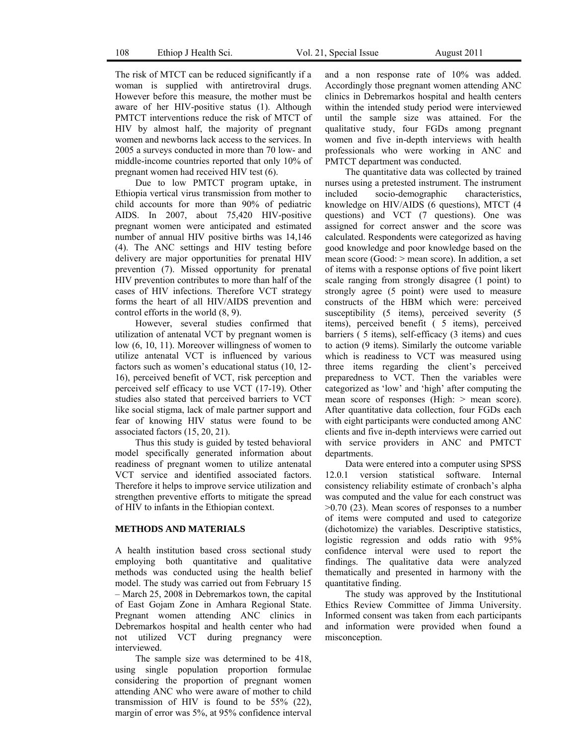The risk of MTCT can be reduced significantly if a woman is supplied with antiretroviral drugs. However before this measure, the mother must be aware of her HIV-positive status (1). Although PMTCT interventions reduce the risk of MTCT of HIV by almost half, the majority of pregnant women and newborns lack access to the services. In 2005 a surveys conducted in more than 70 low- and middle-income countries reported that only 10% of pregnant women had received HIV test (6).

Due to low PMTCT program uptake, in Ethiopia vertical virus transmission from mother to child accounts for more than 90% of pediatric AIDS. In 2007, about 75,420 HIV-positive pregnant women were anticipated and estimated number of annual HIV positive births was 14,146 (4). The ANC settings and HIV testing before delivery are major opportunities for prenatal HIV prevention (7). Missed opportunity for prenatal HIV prevention contributes to more than half of the cases of HIV infections. Therefore VCT strategy forms the heart of all HIV/AIDS prevention and control efforts in the world (8, 9).

However, several studies confirmed that utilization of antenatal VCT by pregnant women is low (6, 10, 11). Moreover willingness of women to utilize antenatal VCT is influenced by various factors such as women's educational status (10, 12-16), perceived benefit of VCT, risk perception and perceived self efficacy to use VCT (17-19). Other studies also stated that perceived barriers to VCT like social stigma, lack of male partner support and fear of knowing HIV status were found to be associated factors (15, 20, 21).

Thus this study is guided by tested behavioral model specifically generated information about readiness of pregnant women to utilize antenatal VCT service and identified associated factors. Therefore it helps to improve service utilization and strengthen preventive efforts to mitigate the spread of HIV to infants in the Ethiopian context.

## METHODS AND MATERIALS

A health institution based cross sectional study employing both quantitative and qualitative methods was conducted using the health belief model. The study was carried out from February 15 – March 25, 2008 in Debremarkos town, the capital of East Gojam Zone in Amhara Regional State. Pregnant women attending ANC clinics in Debremarkos hospital and health center who had not utilized VCT during pregnancy were interviewed.

The sample size was determined to be 418, using single population proportion formulae considering the proportion of pregnant women attending ANC who were aware of mother to child transmission of HIV is found to be 55% (22), margin of error was 5%, at 95% confidence interval and a non response rate of 10% was added. Accordingly those pregnant women attending ANC clinics in Debremarkos hospital and health centers within the intended study period were interviewed until the sample size was attained. For the qualitative study, four FGDs among pregnant women and five in-depth interviews with health professionals who were working in ANC and PMTCT department was conducted.

The quantitative data was collected by trained nurses using a pretested instrument. The instrument included socio-demographic characteristics, knowledge on HIV/AIDS (6 questions), MTCT (4 questions) and VCT (7 questions). One was assigned for correct answer and the score was calculated. Respondents were categorized as having good knowledge and poor knowledge based on the mean score (Good: > mean score). In addition, a set of items with a response options of five point likert scale ranging from strongly disagree (1 point) to strongly agree (5 point) were used to measure constructs of the HBM which were: perceived susceptibility (5 items), perceived severity (5 items), perceived benefit ( 5 items), perceived barriers ( 5 items), self-efficacy (3 items) and cues to action (9 items). Similarly the outcome variable which is readiness to VCT was measured using three items regarding the client's perceived preparedness to VCT. Then the variables were categorized as 'low' and 'high' after computing the mean score of responses (High: > mean score). After quantitative data collection, four FGDs each with eight participants were conducted among ANC clients and five in-depth interviews were carried out with service providers in ANC and PMTCT departments.

Data were entered into a computer using SPSS 12.0.1 version statistical software. Internal consistency reliability estimate of cronbach's alpha was computed and the value for each construct was >0.70 (23). Mean scores of responses to a number of items were computed and used to categorize (dichotomize) the variables. Descriptive statistics, logistic regression and odds ratio with 95% confidence interval were used to report the findings. The qualitative data were analyzed thematically and presented in harmony with the quantitative finding.

The study was approved by the Institutional Ethics Review Committee of Jimma University. Informed consent was taken from each participants and information were provided when found a misconception.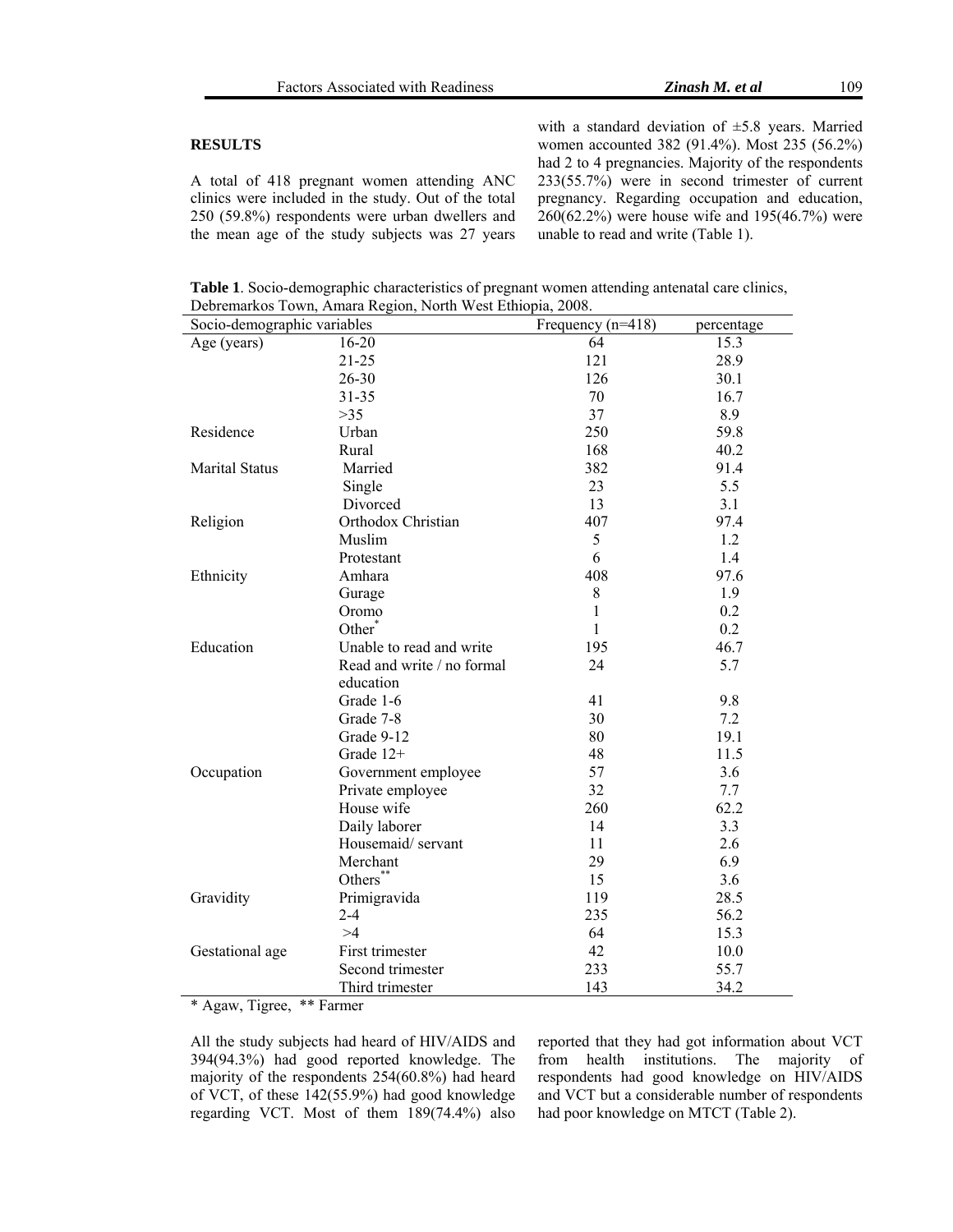## RESULTS

A total of 418 pregnant women attending ANC clinics were included in the study. Out of the total 250 (59.8%) respondents were urban dwellers and the mean age of the study subjects was 27 years with a standard deviation of ±5.8 years. Married women accounted 382 (91.4%). Most 235 (56.2%) had 2 to 4 pregnancies. Majority of the respondents 233(55.7%) were in second trimester of current pregnancy. Regarding occupation and education, 260(62.2%) were house wife and 195(46.7%) were unable to read and write (Table 1).

**Table 1**. Socio-demographic characteristics of pregnant women attending antenatal care clinics, Debremarkos Town, Amara Region, North West Ethiopia, 2008.

| Socio-demographic variables | | Frequency (n=418) | percentage |
|---|---|---|---|
| Age (years) | 16-20 | 64 | 15.3 |
| | 21-25 | 121 | 28.9 |
| | 26-30 | 126 | 30.1 |
| | 31-35 | 70 | 16.7 |
| | >35 | 37 | 8.9 |
| Residence | Urban | 250 | 59.8 |
| | Rural | 168 | 40.2 |
| Marital Status | Married | 382 | 91.4 |
| | Single | 23 | 5.5 |
| | Divorced | 13 | 3.1 |
| Religion | Orthodox Christian | 407 | 97.4 |
| | Muslim | 5 | 1.2 |
| | Protestant | 6 | 1.4 |
| Ethnicity | Amhara | 408 | 97.6 |
| | Gurage | 8 | 1.9 |
| | Oromo | 1 | 0.2 |
| | Other* | 1 | 0.2 |
| Education | Unable to read and write | 195 | 46.7 |
| | Read and write / no formal education | 24 | 5.7 |
| | Grade 1-6 | 41 | 9.8 |
| | Grade 7-8 | 30 | 7.2 |
| | Grade 9-12 | 80 | 19.1 |
| | Grade 12+ | 48 | 11.5 |
| Occupation | Government employee | 57 | 3.6 |
| | Private employee | 32 | 7.7 |
| | House wife | 260 | 62.2 |
| | Daily laborer | 14 | 3.3 |
| | Housemaid/ servant | 11 | 2.6 |
| | Merchant | 29 | 6.9 |
| | Others** | 15 | 3.6 |
| Gravidity | Primigravida | 119 | 28.5 |
| | 2-4 | 235 | 56.2 |
| | >4 | 64 | 15.3 |
| Gestational age | First trimester | 42 | 10.0 |
| | Second trimester | 233 | 55.7 |
| | Third trimester | 143 | 34.2 |

\* Agaw, Tigree, ** Farmer

All the study subjects had heard of HIV/AIDS and 394(94.3%) had good reported knowledge. The majority of the respondents 254(60.8%) had heard of VCT, of these 142(55.9%) had good knowledge regarding VCT. Most of them 189(74.4%) also reported that they had got information about VCT from health institutions. The majority of respondents had good knowledge on HIV/AIDS and VCT but a considerable number of respondents had poor knowledge on MTCT (Table 2).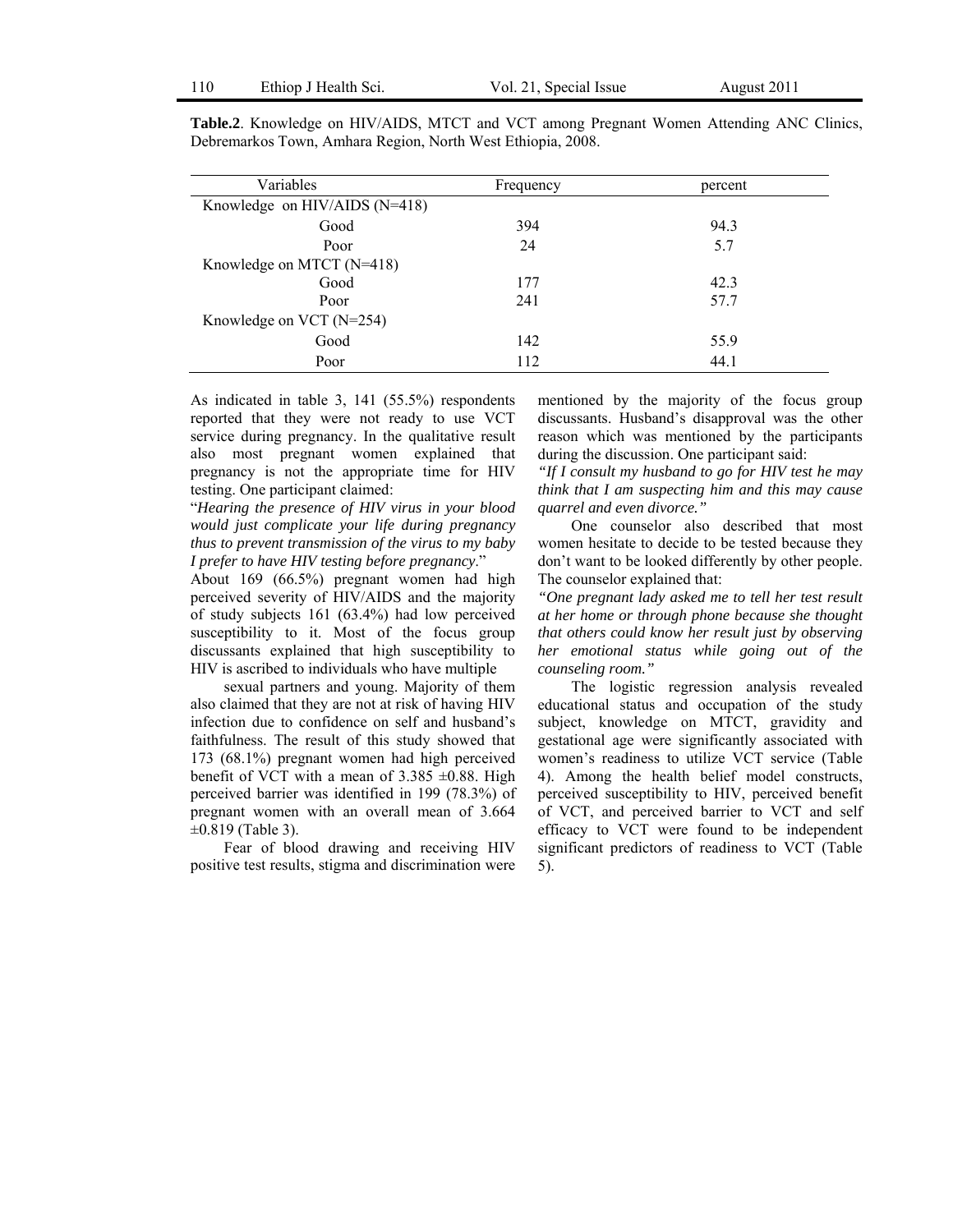**Table.2**. Knowledge on HIV/AIDS, MTCT and VCT among Pregnant Women Attending ANC Clinics, Debremarkos Town, Amhara Region, North West Ethiopia, 2008.

| Variables | Frequency | percent |
|---|---|---|
| Knowledge on HIV/AIDS (N=418) | | |
| Good | 394 | 94.3 |
| Poor | 24 | 5.7 |
| Knowledge on MTCT (N=418) | | |
| Good | 177 | 42.3 |
| Poor | 241 | 57.7 |
| Knowledge on VCT (N=254) | | |
| Good | 142 | 55.9 |
| Poor | 112 | 44.1 |

As indicated in table 3, 141 (55.5%) respondents reported that they were not ready to use VCT service during pregnancy. In the qualitative result also most pregnant women explained that pregnancy is not the appropriate time for HIV testing. One participant claimed:

"*Hearing the presence of HIV virus in your blood would just complicate your life during pregnancy thus to prevent transmission of the virus to my baby I prefer to have HIV testing before pregnancy*."

About 169 (66.5%) pregnant women had high perceived severity of HIV/AIDS and the majority of study subjects 161 (63.4%) had low perceived susceptibility to it. Most of the focus group discussants explained that high susceptibility to HIV is ascribed to individuals who have multiple sexual partners and young. Majority of them also claimed that they are not at risk of having HIV infection due to confidence on self and husband's faithfulness. The result of this study showed that 173 (68.1%) pregnant women had high perceived benefit of VCT with a mean of 3.385 ±0.88. High perceived barrier was identified in 199 (78.3%) of pregnant women with an overall mean of 3.664 ±0.819 (Table 3).

Fear of blood drawing and receiving HIV positive test results, stigma and discrimination were mentioned by the majority of the focus group discussants. Husband's disapproval was the other reason which was mentioned by the participants during the discussion. One participant said:

*"If I consult my husband to go for HIV test he may think that I am suspecting him and this may cause quarrel and even divorce."*

One counselor also described that most women hesitate to decide to be tested because they don't want to be looked differently by other people. The counselor explained that:

*"One pregnant lady asked me to tell her test result at her home or through phone because she thought that others could know her result just by observing her emotional status while going out of the counseling room."*

The logistic regression analysis revealed educational status and occupation of the study subject, knowledge on MTCT, gravidity and gestational age were significantly associated with women's readiness to utilize VCT service (Table 4). Among the health belief model constructs, perceived susceptibility to HIV, perceived benefit of VCT, and perceived barrier to VCT and self efficacy to VCT were found to be independent significant predictors of readiness to VCT (Table 5).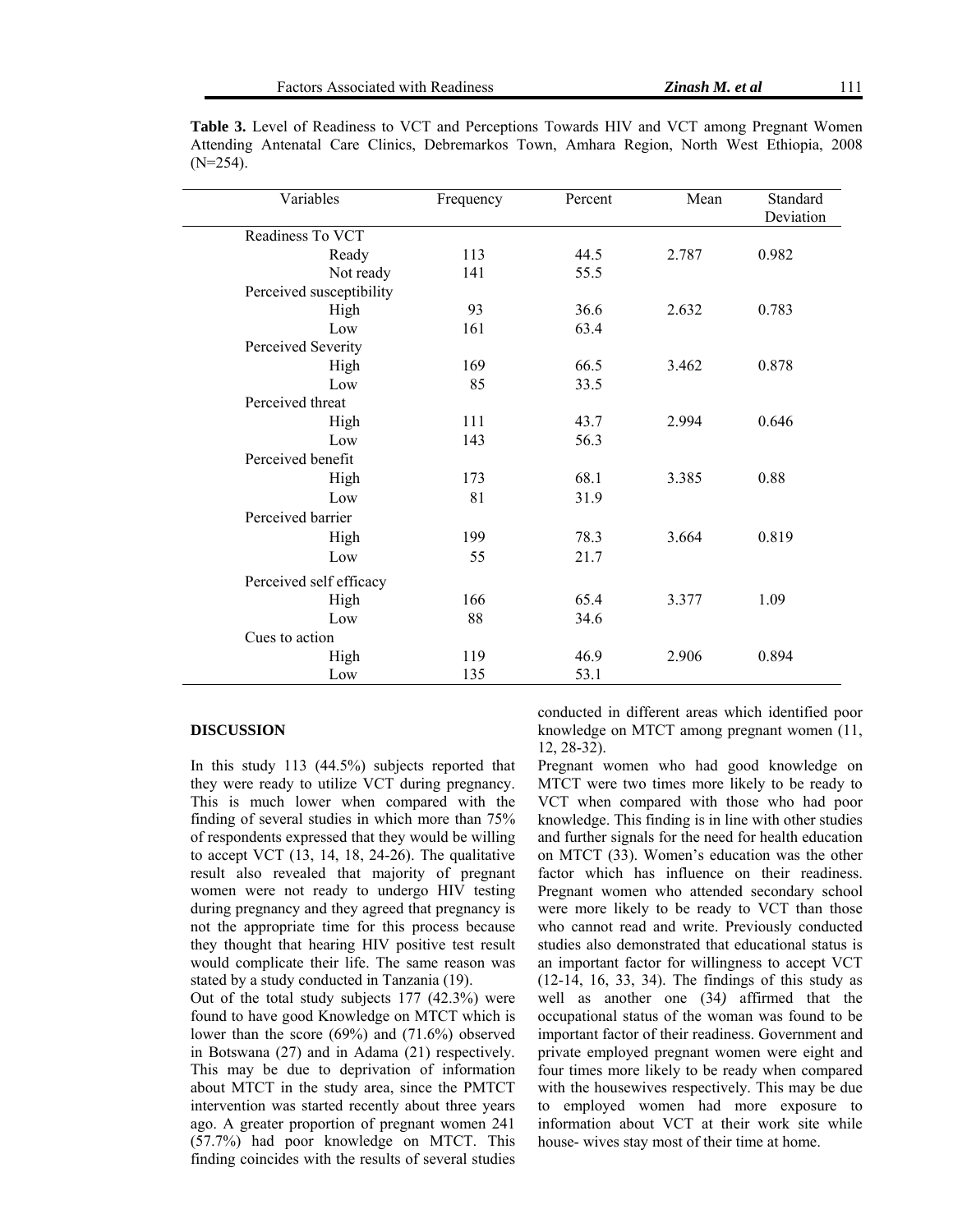**Table 3.** Level of Readiness to VCT and Perceptions Towards HIV and VCT among Pregnant Women Attending Antenatal Care Clinics, Debremarkos Town, Amhara Region, North West Ethiopia, 2008 (N=254).

| Variables | Frequency | Percent | Mean | Standard Deviation |
|---|---|---|---|---|
| Readiness To VCT | | | | |
| Ready | 113 | 44.5 | 2.787 | 0.982 |
| Not ready | 141 | 55.5 | | |
| Perceived susceptibility | | | | |
| High | 93 | 36.6 | 2.632 | 0.783 |
| Low | 161 | 63.4 | | |
| Perceived Severity | | | | |
| High | 169 | 66.5 | 3.462 | 0.878 |
| Low | 85 | 33.5 | | |
| Perceived threat | | | | |
| High | 111 | 43.7 | 2.994 | 0.646 |
| Low | 143 | 56.3 | | |
| Perceived benefit | | | | |
| High | 173 | 68.1 | 3.385 | 0.88 |
| Low | 81 | 31.9 | | |
| Perceived barrier | | | | |
| High | 199 | 78.3 | 3.664 | 0.819 |
| Low | 55 | 21.7 | | |
| Perceived self efficacy | | | | |
| High | 166 | 65.4 | 3.377 | 1.09 |
| Low | 88 | 34.6 | | |
| Cues to action | | | | |
| High | 119 | 46.9 | 2.906 | 0.894 |
| Low | 135 | 53.1 | | |

## DISCUSSION

In this study 113 (44.5%) subjects reported that they were ready to utilize VCT during pregnancy. This is much lower when compared with the finding of several studies in which more than 75% of respondents expressed that they would be willing to accept VCT (13, 14, 18, 24-26). The qualitative result also revealed that majority of pregnant women were not ready to undergo HIV testing during pregnancy and they agreed that pregnancy is not the appropriate time for this process because they thought that hearing HIV positive test result would complicate their life. The same reason was stated by a study conducted in Tanzania (19).

Out of the total study subjects 177 (42.3%) were found to have good Knowledge on MTCT which is lower than the score (69%) and (71.6%) observed in Botswana (27) and in Adama (21) respectively. This may be due to deprivation of information about MTCT in the study area, since the PMTCT intervention was started recently about three years ago. A greater proportion of pregnant women 241 (57.7%) had poor knowledge on MTCT. This finding coincides with the results of several studies conducted in different areas which identified poor knowledge on MTCT among pregnant women (11, 12, 28-32).

Pregnant women who had good knowledge on MTCT were two times more likely to be ready to VCT when compared with those who had poor knowledge. This finding is in line with other studies and further signals for the need for health education on MTCT (33). Women's education was the other factor which has influence on their readiness. Pregnant women who attended secondary school were more likely to be ready to VCT than those who cannot read and write. Previously conducted studies also demonstrated that educational status is an important factor for willingness to accept VCT (12-14, 16, 33, 34). The findings of this study as well as another one (34) affirmed that the occupational status of the woman was found to be important factor of their readiness. Government and private employed pregnant women were eight and four times more likely to be ready when compared with the housewives respectively. This may be due to employed women had more exposure to information about VCT at their work site while house- wives stay most of their time at home.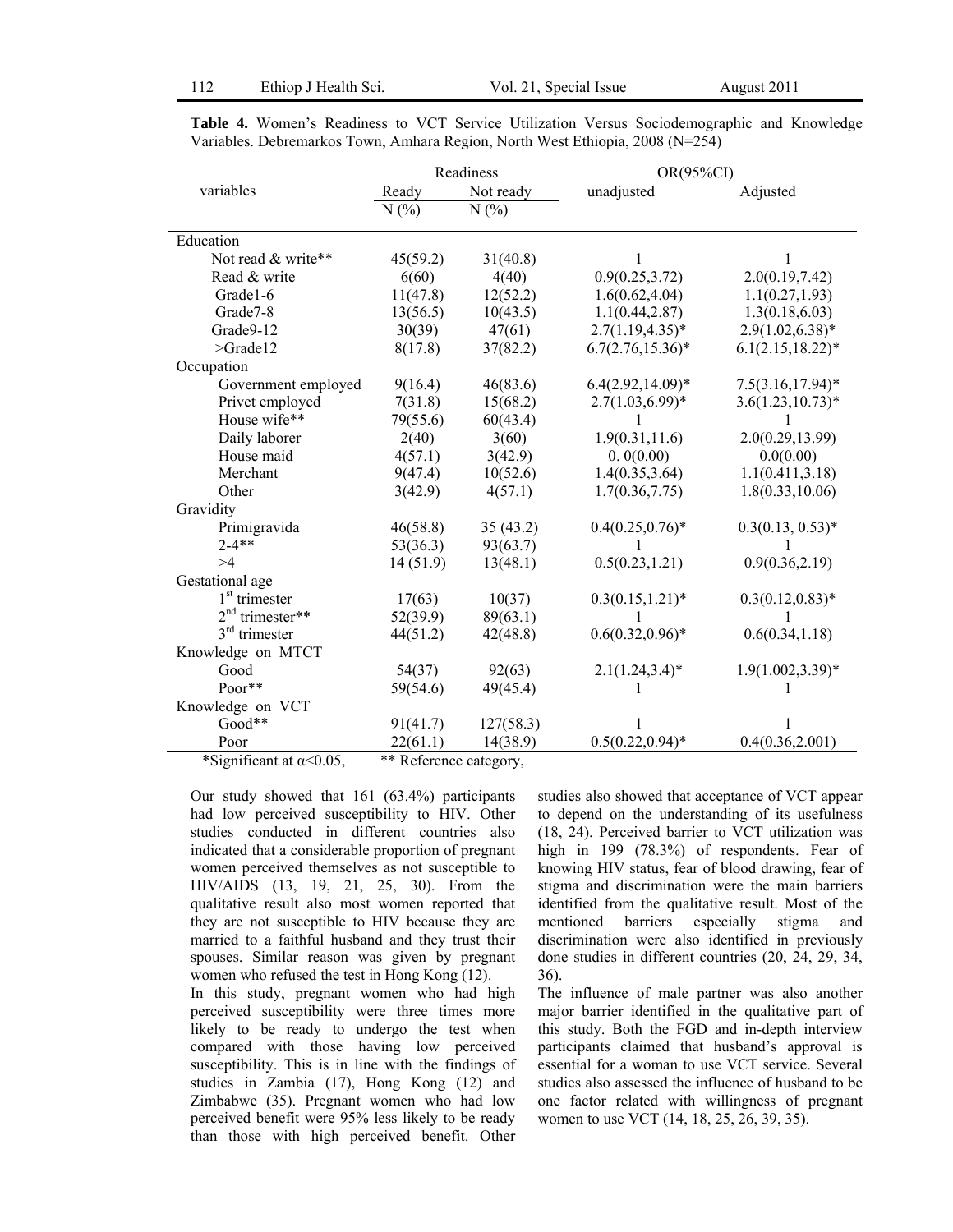**Table 4.** Women's Readiness to VCT Service Utilization Versus Sociodemographic and Knowledge Variables. Debremarkos Town, Amhara Region, North West Ethiopia, 2008 (N=254)

| variables | Readiness | | OR(95%CI) | |
|---|---|---|---|---|
| | Ready N (%) | Not ready N (%) | unadjusted | Adjusted |
| **Education** | | | | |
| Not read & write** | 45(59.2) | 31(40.8) | 1 | 1 |
| Read & write | 6(60) | 4(40) | 0.9(0.25,3.72) | 2.0(0.19,7.42) |
| Grade1-6 | 11(47.8) | 12(52.2) | 1.6(0.62,4.04) | 1.1(0.27,1.93) |
| Grade7-8 | 13(56.5) | 10(43.5) | 1.1(0.44,2.87) | 1.3(0.18,6.03) |
| Grade9-12 | 30(39) | 47(61) | 2.7(1.19,4.35)* | 2.9(1.02,6.38)* |
| >Grade12 | 8(17.8) | 37(82.2) | 6.7(2.76,15.36)* | 6.1(2.15,18.22)* |
| **Occupation** | | | | |
| Government employed | 9(16.4) | 46(83.6) | 6.4(2.92,14.09)* | 7.5(3.16,17.94)* |
| Privet employed | 7(31.8) | 15(68.2) | 2.7(1.03,6.99)* | 3.6(1.23,10.73)* |
| House wife** | 79(55.6) | 60(43.4) | 1 | 1 |
| Daily laborer | 2(40) | 3(60) | 1.9(0.31,11.6) | 2.0(0.29,13.99) |
| House maid | 4(57.1) | 3(42.9) | 0. 0(0.00) | 0.0(0.00) |
| Merchant | 9(47.4) | 10(52.6) | 1.4(0.35,3.64) | 1.1(0.411,3.18) |
| Other | 3(42.9) | 4(57.1) | 1.7(0.36,7.75) | 1.8(0.33,10.06) |
| **Gravidity** | | | | |
| Primigravida | 46(58.8) | 35 (43.2) | 0.4(0.25,0.76)* | 0.3(0.13, 0.53)* |
| 2-4** | 53(36.3) | 93(63.7) | 1 | 1 |
| >4 | 14 (51.9) | 13(48.1) | 0.5(0.23,1.21) | 0.9(0.36,2.19) |
| **Gestational age** | | | | |
| 1st trimester | 17(63) | 10(37) | 0.3(0.15,1.21)* | 0.3(0.12,0.83)* |
| 2nd trimester** | 52(39.9) | 89(63.1) | 1 | 1 |
| 3rd trimester | 44(51.2) | 42(48.8) | 0.6(0.32,0.96)* | 0.6(0.34,1.18) |
| **Knowledge on MTCT** | | | | |
| Good | 54(37) | 92(63) | 2.1(1.24,3.4)* | 1.9(1.002,3.39)* |
| Poor** | 59(54.6) | 49(45.4) | 1 | 1 |
| **Knowledge on VCT** | | | | |
| Good** | 91(41.7) | 127(58.3) | 1 | 1 |
| Poor | 22(61.1) | 14(38.9) | 0.5(0.22,0.94)* | 0.4(0.36,2.001) |

*Significant at $\alpha<0.05$, ** Reference category,

Our study showed that 161 (63.4%) participants had low perceived susceptibility to HIV. Other studies conducted in different countries also indicated that a considerable proportion of pregnant women perceived themselves as not susceptible to HIV/AIDS (13, 19, 21, 25, 30). From the qualitative result also most women reported that they are not susceptible to HIV because they are married to a faithful husband and they trust their spouses. Similar reason was given by pregnant women who refused the test in Hong Kong (12).

In this study, pregnant women who had high perceived susceptibility were three times more likely to be ready to undergo the test when compared with those having low perceived susceptibility. This is in line with the findings of studies in Zambia (17), Hong Kong (12) and Zimbabwe (35). Pregnant women who had low perceived benefit were 95% less likely to be ready than those with high perceived benefit. Other studies also showed that acceptance of VCT appear to depend on the understanding of its usefulness (18, 24). Perceived barrier to VCT utilization was high in 199 (78.3%) of respondents. Fear of knowing HIV status, fear of blood drawing, fear of stigma and discrimination were the main barriers identified from the qualitative result. Most of the mentioned barriers especially stigma and discrimination were also identified in previously done studies in different countries (20, 24, 29, 34, 36).

The influence of male partner was also another major barrier identified in the qualitative part of this study. Both the FGD and in-depth interview participants claimed that husband's approval is essential for a woman to use VCT service. Several studies also assessed the influence of husband to be one factor related with willingness of pregnant women to use VCT (14, 18, 25, 26, 39, 35).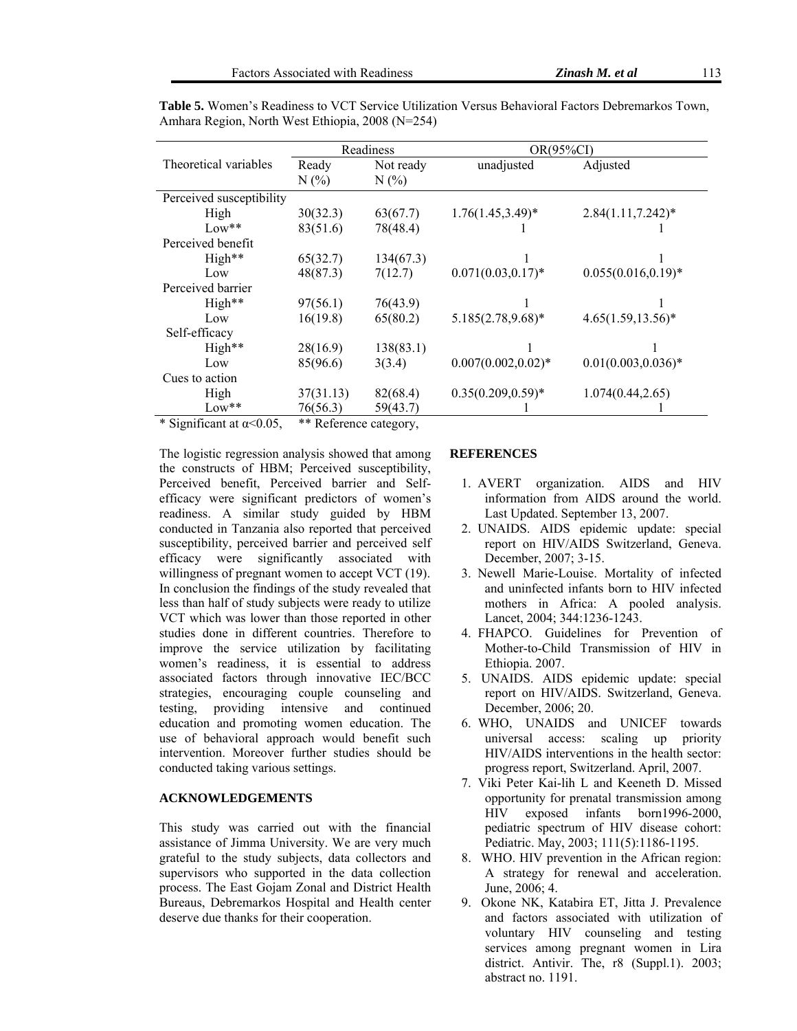**Table 5.** Women's Readiness to VCT Service Utilization Versus Behavioral Factors Debremarkos Town, Amhara Region, North West Ethiopia, 2008 (N=254)

| Theoretical variables | Readiness | | OR(95%CI) | |
|---|---|---|---|---|
| | Ready N (%) | Not ready N (%) | unadjusted | Adjusted |
| Perceived susceptibility | | | | |
| High | 30(32.3) | 63(67.7) | 1.76(1.45,3.49)* | 2.84(1.11,7.242)* |
| Low** | 83(51.6) | 78(48.4) | 1 | 1 |
| Perceived benefit | | | | |
| High** | 65(32.7) | 134(67.3) | 1 | 1 |
| Low | 48(87.3) | 7(12.7) | 0.071(0.03,0.17)* | 0.055(0.016,0.19)* |
| Perceived barrier | | | | |
| High** | 97(56.1) | 76(43.9) | 1 | 1 |
| Low | 16(19.8) | 65(80.2) | 5.185(2.78,9.68)* | 4.65(1.59,13.56)* |
| Self-efficacy | | | | |
| High** | 28(16.9) | 138(83.1) | 1 | 1 |
| Low | 85(96.6) | 3(3.4) | 0.007(0.002,0.02)* | 0.01(0.003,0.036)* |
| Cues to action | | | | |
| High | 37(31.13) | 82(68.4) | 0.35(0.209,0.59)* | 1.074(0.44,2.65) |
| Low** | 76(56.3) | 59(43.7) | 1 | 1 |

* Significant at $\alpha<0.05$, ** Reference category,

The logistic regression analysis showed that among the constructs of HBM; Perceived susceptibility, Perceived benefit, Perceived barrier and Self-efficacy were significant predictors of women's readiness. A similar study guided by HBM conducted in Tanzania also reported that perceived susceptibility, perceived barrier and perceived self efficacy were significantly associated with willingness of pregnant women to accept VCT (19). In conclusion the findings of the study revealed that less than half of study subjects were ready to utilize VCT which was lower than those reported in other studies done in different countries. Therefore to improve the service utilization by facilitating women's readiness, it is essential to address associated factors through innovative IEC/BCC strategies, encouraging couple counseling and testing, providing intensive and continued education and promoting women education. The use of behavioral approach would benefit such intervention. Moreover further studies should be conducted taking various settings.

## ACKNOWLEDGEMENTS

This study was carried out with the financial assistance of Jimma University. We are very much grateful to the study subjects, data collectors and supervisors who supported in the data collection process. The East Gojam Zonal and District Health Bureaus, Debremarkos Hospital and Health center deserve due thanks for their cooperation.

## REFERENCES

1. AVERT organization. AIDS and HIV information from AIDS around the world. Last Updated. September 13, 2007.
2. UNAIDS. AIDS epidemic update: special report on HIV/AIDS Switzerland, Geneva. December, 2007; 3-15.
3. Newell Marie-Louise. Mortality of infected and uninfected infants born to HIV infected mothers in Africa: A pooled analysis. Lancet, 2004; 344:1236-1243.
4. FHAPCO. Guidelines for Prevention of Mother-to-Child Transmission of HIV in Ethiopia. 2007.
5. UNAIDS. AIDS epidemic update: special report on HIV/AIDS. Switzerland, Geneva. December, 2006; 20.
6. WHO, UNAIDS and UNICEF towards universal access: scaling up priority HIV/AIDS interventions in the health sector: progress report, Switzerland. April, 2007.
7. Viki Peter Kai-lih L and Keeneth D. Missed opportunity for prenatal transmission among HIV exposed infants born1996-2000, pediatric spectrum of HIV disease cohort: Pediatric. May, 2003; 111(5):1186-1195.
8. WHO. HIV prevention in the African region: A strategy for renewal and acceleration. June, 2006; 4.
9. Okone NK, Katabira ET, Jitta J. Prevalence and factors associated with utilization of voluntary HIV counseling and testing services among pregnant women in Lira district. Antivir. The, r8 (Suppl.1). 2003; abstract no. 1191.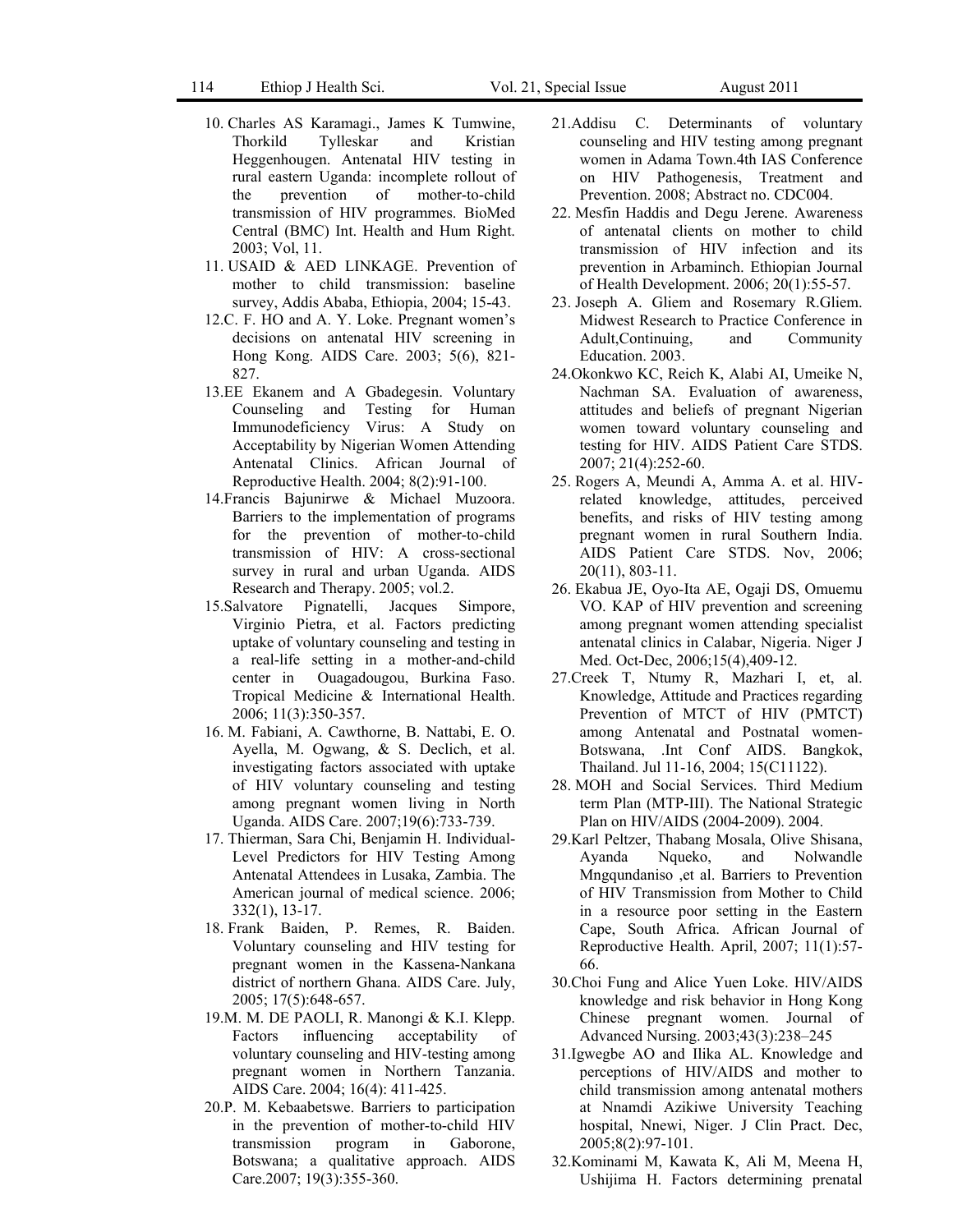10. Charles AS Karamagi., James K Tumwine, Thorkild Tylleskar and Kristian Heggenhougen. Antenatal HIV testing in rural eastern Uganda: incomplete rollout of the prevention of mother-to-child transmission of HIV programmes. BioMed Central (BMC) Int. Health and Hum Right. 2003; Vol, 11.
11. USAID & AED LINKAGE. Prevention of mother to child transmission: baseline survey, Addis Ababa, Ethiopia, 2004; 15-43.
12. C. F. HO and A. Y. Loke. Pregnant women's decisions on antenatal HIV screening in Hong Kong. AIDS Care. 2003; 5(6), 821-827.
13. EE Ekanem and A Gbadegesin. Voluntary Counseling and Testing for Human Immunodeficiency Virus: A Study on Acceptability by Nigerian Women Attending Antenatal Clinics. African Journal of Reproductive Health. 2004; 8(2):91-100.
14. Francis Bajunirwe & Michael Muzoora. Barriers to the implementation of programs for the prevention of mother-to-child transmission of HIV: A cross-sectional survey in rural and urban Uganda. AIDS Research and Therapy. 2005; vol.2.
15. Salvatore Pignatelli, Jacques Simpore, Virginio Pietra, et al. Factors predicting uptake of voluntary counseling and testing in a real-life setting in a mother-and-child center in Ouagadougou, Burkina Faso. Tropical Medicine & International Health. 2006; 11(3):350-357.
16. M. Fabiani, A. Cawthorne, B. Nattabi, E. O. Ayella, M. Ogwang, & S. Declich, et al. investigating factors associated with uptake of HIV voluntary counseling and testing among pregnant women living in North Uganda. AIDS Care. 2007;19(6):733-739.
17. Thierman, Sara Chi, Benjamin H. Individual-Level Predictors for HIV Testing Among Antenatal Attendees in Lusaka, Zambia. The American journal of medical science. 2006; 332(1), 13-17.
18. Frank Baiden, P. Remes, R. Baiden. Voluntary counseling and HIV testing for pregnant women in the Kassena-Nankana district of northern Ghana. AIDS Care. July, 2005; 17(5):648-657.
19. M. M. DE PAOLI, R. Manongi & K.I. Klepp. Factors influencing acceptability of voluntary counseling and HIV-testing among pregnant women in Northern Tanzania. AIDS Care. 2004; 16(4): 411-425.
20. P. M. Kebaabetswe. Barriers to participation in the prevention of mother-to-child HIV transmission program in Gaborone, Botswana; a qualitative approach. AIDS Care.2007; 19(3):355-360.
21. Addisu C. Determinants of voluntary counseling and HIV testing among pregnant women in Adama Town.4th IAS Conference on HIV Pathogenesis, Treatment and Prevention. 2008; Abstract no. CDC004.
22. Mesfin Haddis and Degu Jerene. Awareness of antenatal clients on mother to child transmission of HIV infection and its prevention in Arbaminch. Ethiopian Journal of Health Development. 2006; 20(1):55-57.
23. Joseph A. Gliem and Rosemary R.Gliem. Midwest Research to Practice Conference in Adult,Continuing, and Community Education. 2003.
24. Okonkwo KC, Reich K, Alabi AI, Umeike N, Nachman SA. Evaluation of awareness, attitudes and beliefs of pregnant Nigerian women toward voluntary counseling and testing for HIV. AIDS Patient Care STDS. 2007; 21(4):252-60.
25. Rogers A, Meundi A, Amma A. et al. HIV-related knowledge, attitudes, perceived benefits, and risks of HIV testing among pregnant women in rural Southern India. AIDS Patient Care STDS. Nov, 2006; 20(11), 803-11.
26. Ekabua JE, Oyo-Ita AE, Ogaji DS, Omuemu VO. KAP of HIV prevention and screening among pregnant women attending specialist antenatal clinics in Calabar, Nigeria. Niger J Med. Oct-Dec, 2006;15(4),409-12.
27. Creek T, Ntumy R, Mazhari I, et, al. Knowledge, Attitude and Practices regarding Prevention of MTCT of HIV (PMTCT) among Antenatal and Postnatal women-Botswana, .Int Conf AIDS. Bangkok, Thailand. Jul 11-16, 2004; 15(C11122).
28. MOH and Social Services. Third Medium term Plan (MTP-III). The National Strategic Plan on HIV/AIDS (2004-2009). 2004.
29. Karl Peltzer, Thabang Mosala, Olive Shisana, Ayanda Nqueko, and Nolwandle Mngqundaniso ,et al. Barriers to Prevention of HIV Transmission from Mother to Child in a resource poor setting in the Eastern Cape, South Africa. African Journal of Reproductive Health. April, 2007; 11(1):57-66.
30. Choi Fung and Alice Yuen Loke. HIV/AIDS knowledge and risk behavior in Hong Kong Chinese pregnant women. Journal of Advanced Nursing. 2003;43(3):238–245
31. Igwegbe AO and Ilika AL. Knowledge and perceptions of HIV/AIDS and mother to child transmission among antenatal mothers at Nnamdi Azikiwe University Teaching hospital, Nnewi, Niger. J Clin Pract. Dec, 2005;8(2):97-101.
32. Kominami M, Kawata K, Ali M, Meena H, Ushijima H. Factors determining prenatal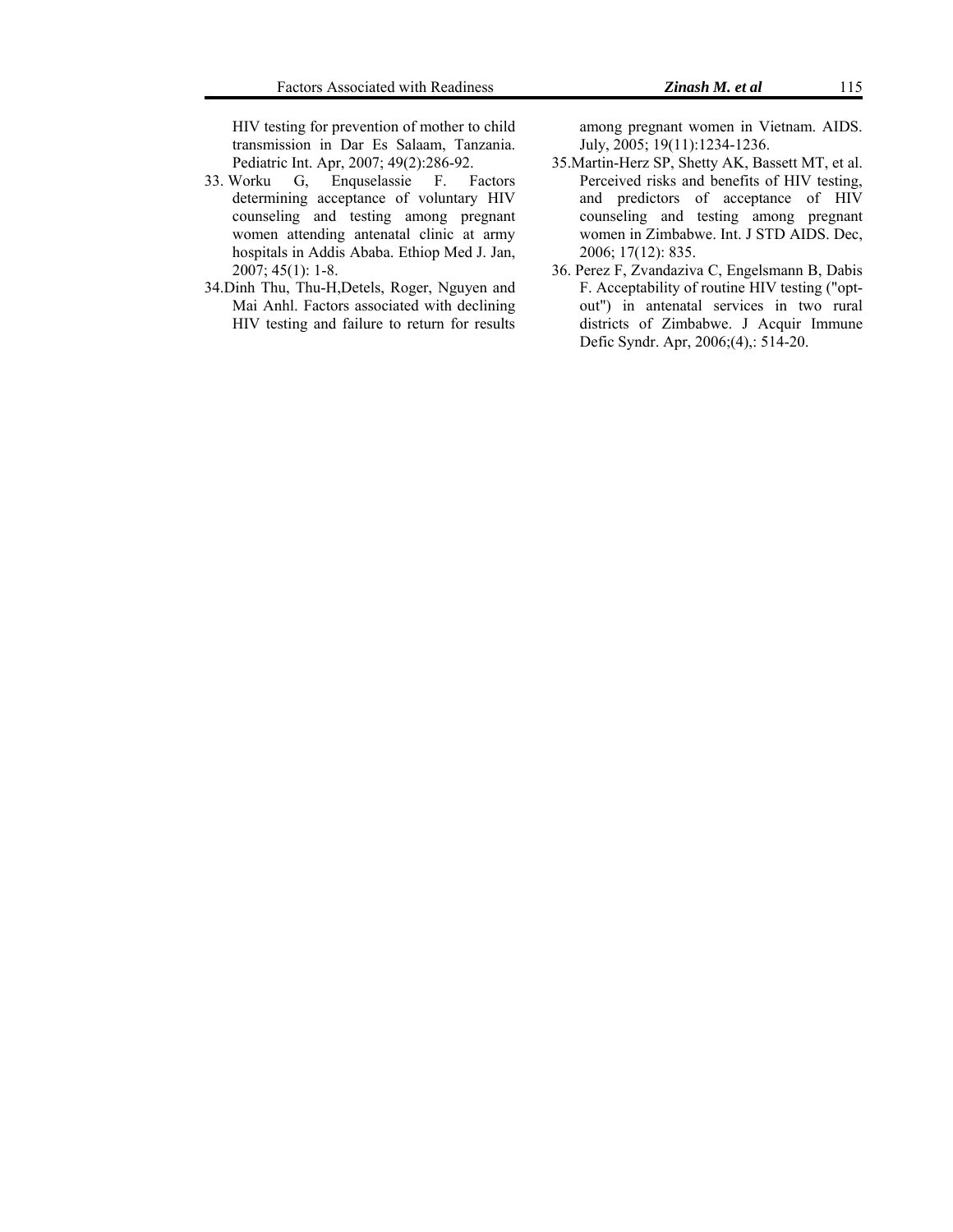HIV testing for prevention of mother to child transmission in Dar Es Salaam, Tanzania. Pediatric Int. Apr, 2007; 49(2):286-92.

33. Worku G, Enquselassie F. Factors determining acceptance of voluntary HIV counseling and testing among pregnant women attending antenatal clinic at army hospitals in Addis Ababa. Ethiop Med J. Jan, 2007; 45(1): 1-8.
34. Dinh Thu, Thu-H,Detels, Roger, Nguyen and Mai Anhl. Factors associated with declining HIV testing and failure to return for results among pregnant women in Vietnam. AIDS. July, 2005; 19(11):1234-1236.
35. Martin-Herz SP, Shetty AK, Bassett MT, et al. Perceived risks and benefits of HIV testing, and predictors of acceptance of HIV counseling and testing among pregnant women in Zimbabwe. Int. J STD AIDS. Dec, 2006; 17(12): 835.
36. Perez F, Zvandaziva C, Engelsmann B, Dabis F. Acceptability of routine HIV testing ("opt-out") in antenatal services in two rural districts of Zimbabwe. J Acquir Immune Defic Syndr. Apr, 2006;(4),: 514-20.